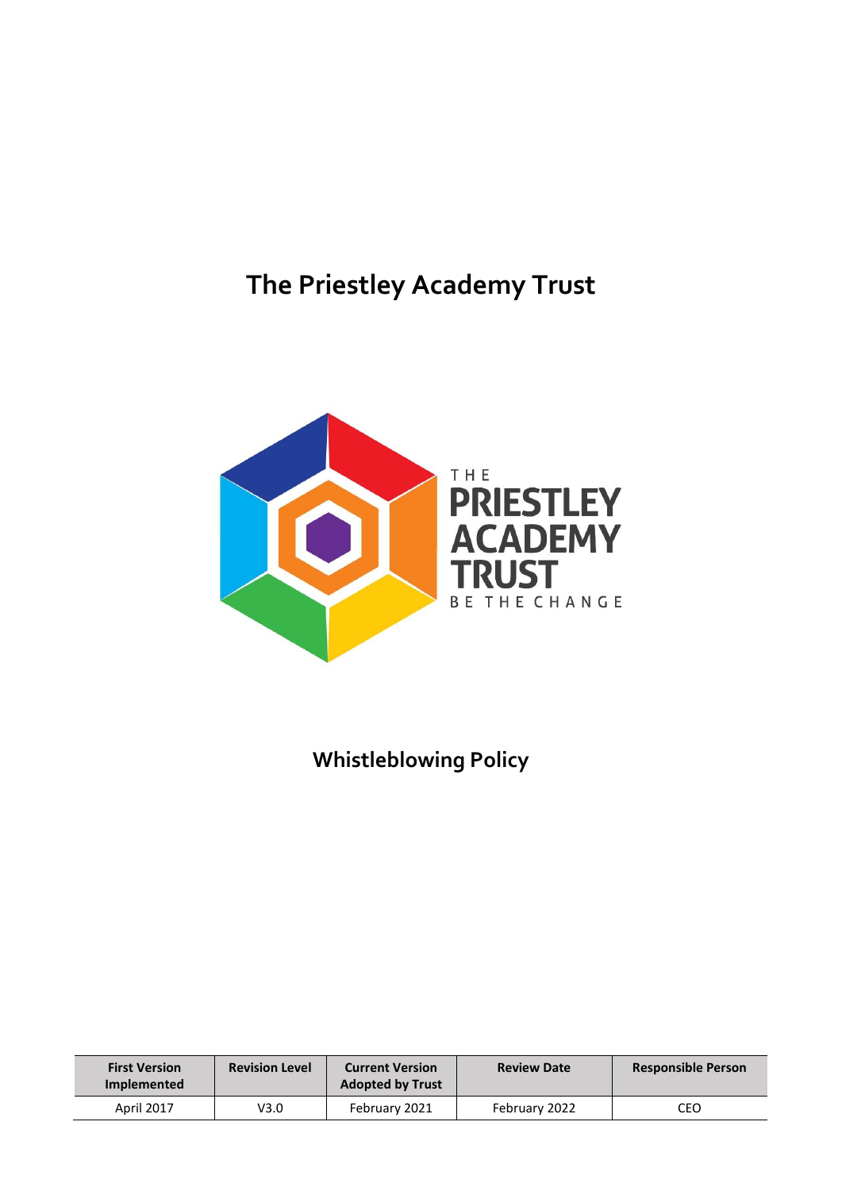# The Priestley Academy Trust

THE PRIESTLEY ACADEMY TRUST

BE THE CHANGE

## Whistleblowing Policy

| First Version Implemented | Revision Level | Current Version Adopted by Trust | Review Date | Responsible Person |
|---|---|---|---|---|
| April 2017 | V3.0 | February 2021 | February 2022 | CEO |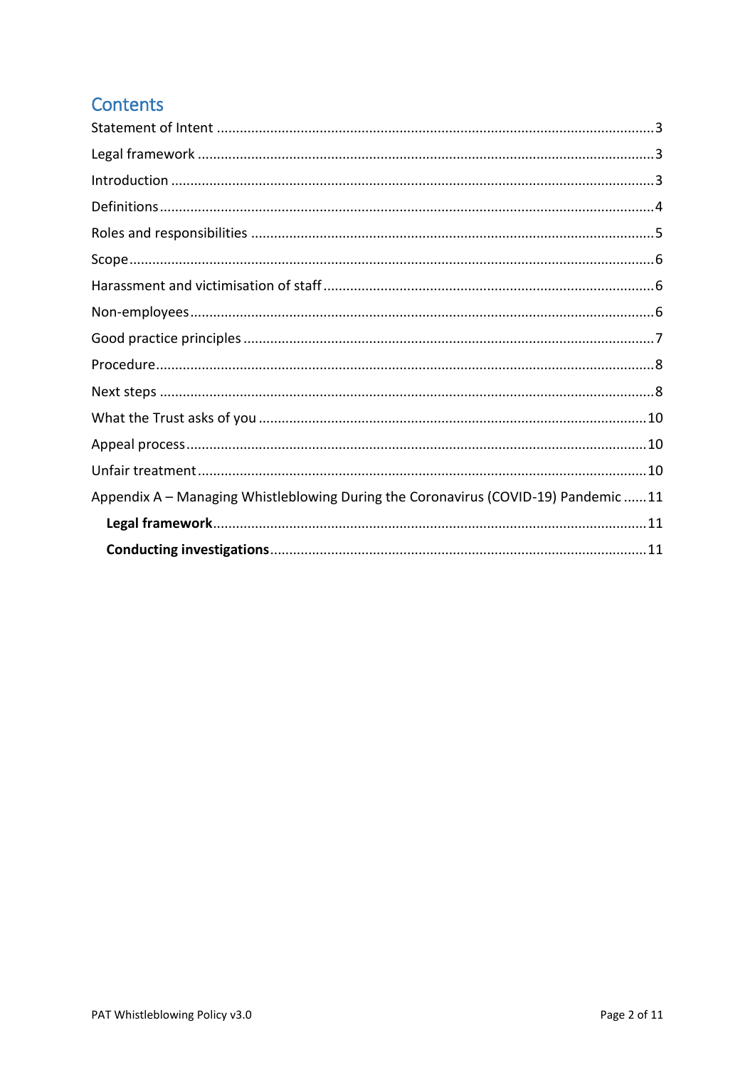# Contents

Statement of Intent ........................................................................................................... 3

Legal framework ................................................................................................................. 3

Introduction ........................................................................................................................ 3

Definitions ........................................................................................................................... 4

Roles and responsibilities .................................................................................................. 5

Scope .................................................................................................................................... 6

Harassment and victimisation of staff .............................................................................. 6

Non-employees .................................................................................................................... 6

Good practice principles ..................................................................................................... 7

Procedure ............................................................................................................................. 8

Next steps ............................................................................................................................ 8

What the Trust asks of you ............................................................................................... 10

Appeal process .................................................................................................................. 10

Unfair treatment ................................................................................................................ 10

Appendix A – Managing Whistleblowing During the Coronavirus (COVID-19) Pandemic ...... 11

- **Legal framework** ......................................................................................................... 11
- **Conducting investigations** ........................................................................................ 11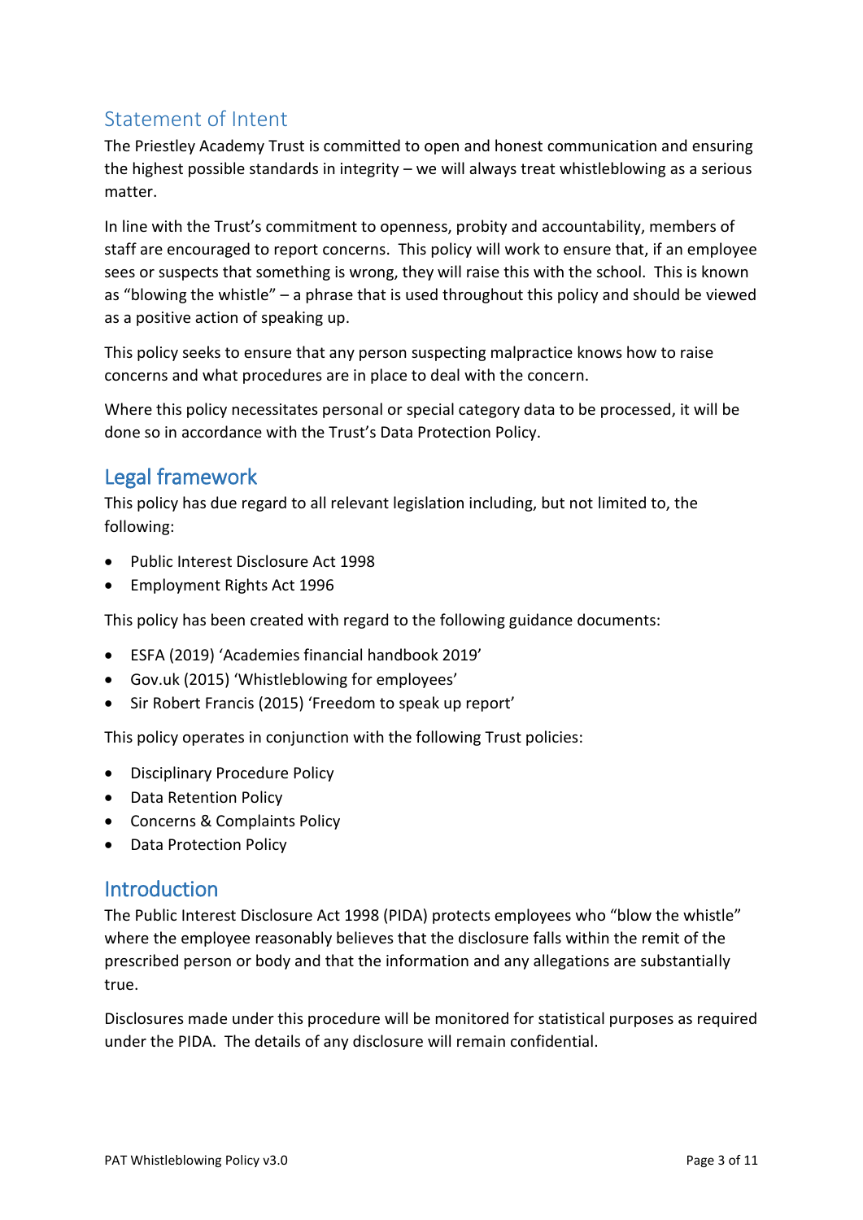## Statement of Intent

The Priestley Academy Trust is committed to open and honest communication and ensuring the highest possible standards in integrity – we will always treat whistleblowing as a serious matter.

In line with the Trust's commitment to openness, probity and accountability, members of staff are encouraged to report concerns. This policy will work to ensure that, if an employee sees or suspects that something is wrong, they will raise this with the school. This is known as "blowing the whistle" – a phrase that is used throughout this policy and should be viewed as a positive action of speaking up.

This policy seeks to ensure that any person suspecting malpractice knows how to raise concerns and what procedures are in place to deal with the concern.

Where this policy necessitates personal or special category data to be processed, it will be done so in accordance with the Trust's Data Protection Policy.

## Legal framework

This policy has due regard to all relevant legislation including, but not limited to, the following:

- Public Interest Disclosure Act 1998
- Employment Rights Act 1996

This policy has been created with regard to the following guidance documents:

- ESFA (2019) 'Academies financial handbook 2019'
- Gov.uk (2015) 'Whistleblowing for employees'
- Sir Robert Francis (2015) 'Freedom to speak up report'

This policy operates in conjunction with the following Trust policies:

- Disciplinary Procedure Policy
- Data Retention Policy
- Concerns & Complaints Policy
- Data Protection Policy

## Introduction

The Public Interest Disclosure Act 1998 (PIDA) protects employees who "blow the whistle" where the employee reasonably believes that the disclosure falls within the remit of the prescribed person or body and that the information and any allegations are substantially true.

Disclosures made under this procedure will be monitored for statistical purposes as required under the PIDA. The details of any disclosure will remain confidential.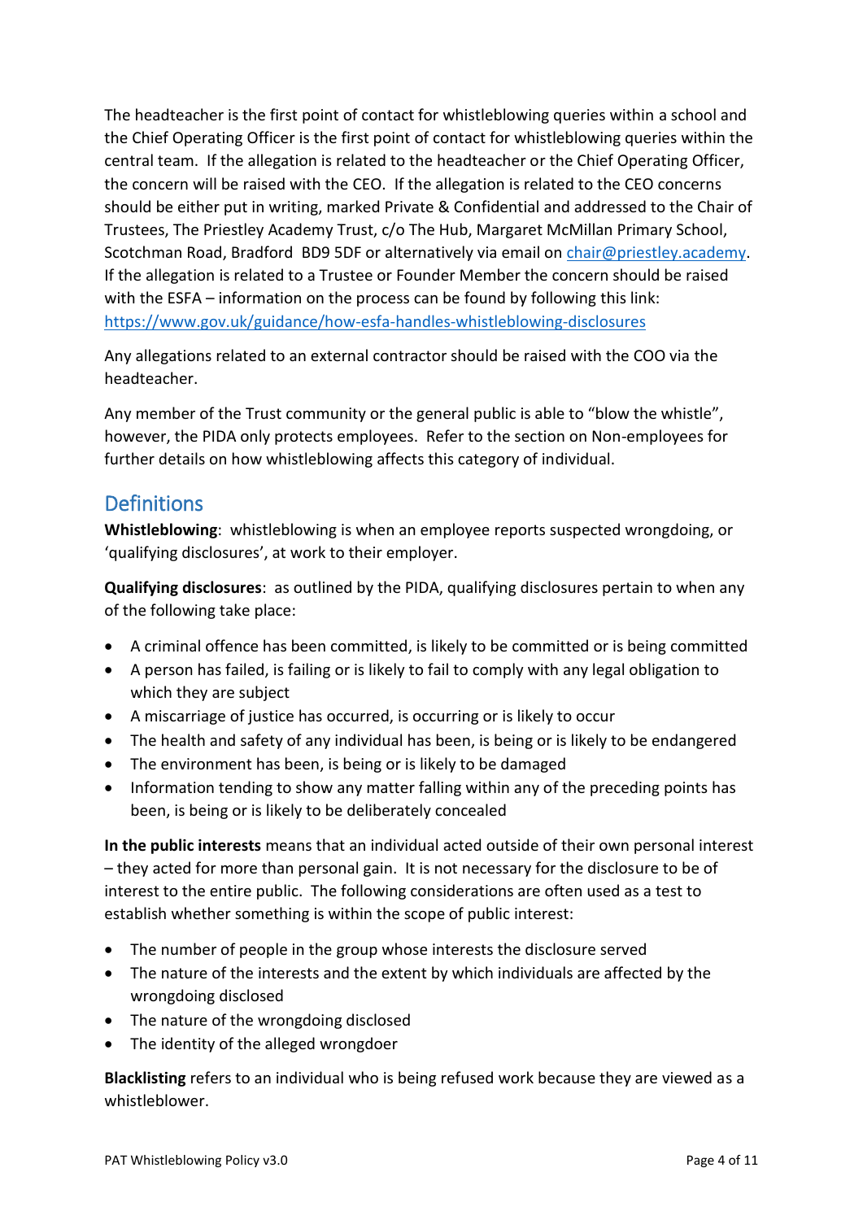The headteacher is the first point of contact for whistleblowing queries within a school and the Chief Operating Officer is the first point of contact for whistleblowing queries within the central team. If the allegation is related to the headteacher or the Chief Operating Officer, the concern will be raised with the CEO. If the allegation is related to the CEO concerns should be either put in writing, marked Private & Confidential and addressed to the Chair of Trustees, The Priestley Academy Trust, c/o The Hub, Margaret McMillan Primary School, Scotchman Road, Bradford BD9 5DF or alternatively via email on [chair@priestley.academy](mailto:chair@priestley.academy). If the allegation is related to a Trustee or Founder Member the concern should be raised with the ESFA – information on the process can be found by following this link: [https://www.gov.uk/guidance/how-esfa-handles-whistleblowing-disclosures](https://www.gov.uk/guidance/how-esfa-handles-whistleblowing-disclosures)

Any allegations related to an external contractor should be raised with the COO via the headteacher.

Any member of the Trust community or the general public is able to "blow the whistle", however, the PIDA only protects employees. Refer to the section on Non-employees for further details on how whistleblowing affects this category of individual.

## Definitions

**Whistleblowing**: whistleblowing is when an employee reports suspected wrongdoing, or 'qualifying disclosures', at work to their employer.

**Qualifying disclosures**: as outlined by the PIDA, qualifying disclosures pertain to when any of the following take place:

- A criminal offence has been committed, is likely to be committed or is being committed
- A person has failed, is failing or is likely to fail to comply with any legal obligation to which they are subject
- A miscarriage of justice has occurred, is occurring or is likely to occur
- The health and safety of any individual has been, is being or is likely to be endangered
- The environment has been, is being or is likely to be damaged
- Information tending to show any matter falling within any of the preceding points has been, is being or is likely to be deliberately concealed

**In the public interests** means that an individual acted outside of their own personal interest – they acted for more than personal gain. It is not necessary for the disclosure to be of interest to the entire public. The following considerations are often used as a test to establish whether something is within the scope of public interest:

- The number of people in the group whose interests the disclosure served
- The nature of the interests and the extent by which individuals are affected by the wrongdoing disclosed
- The nature of the wrongdoing disclosed
- The identity of the alleged wrongdoer

**Blacklisting** refers to an individual who is being refused work because they are viewed as a whistleblower.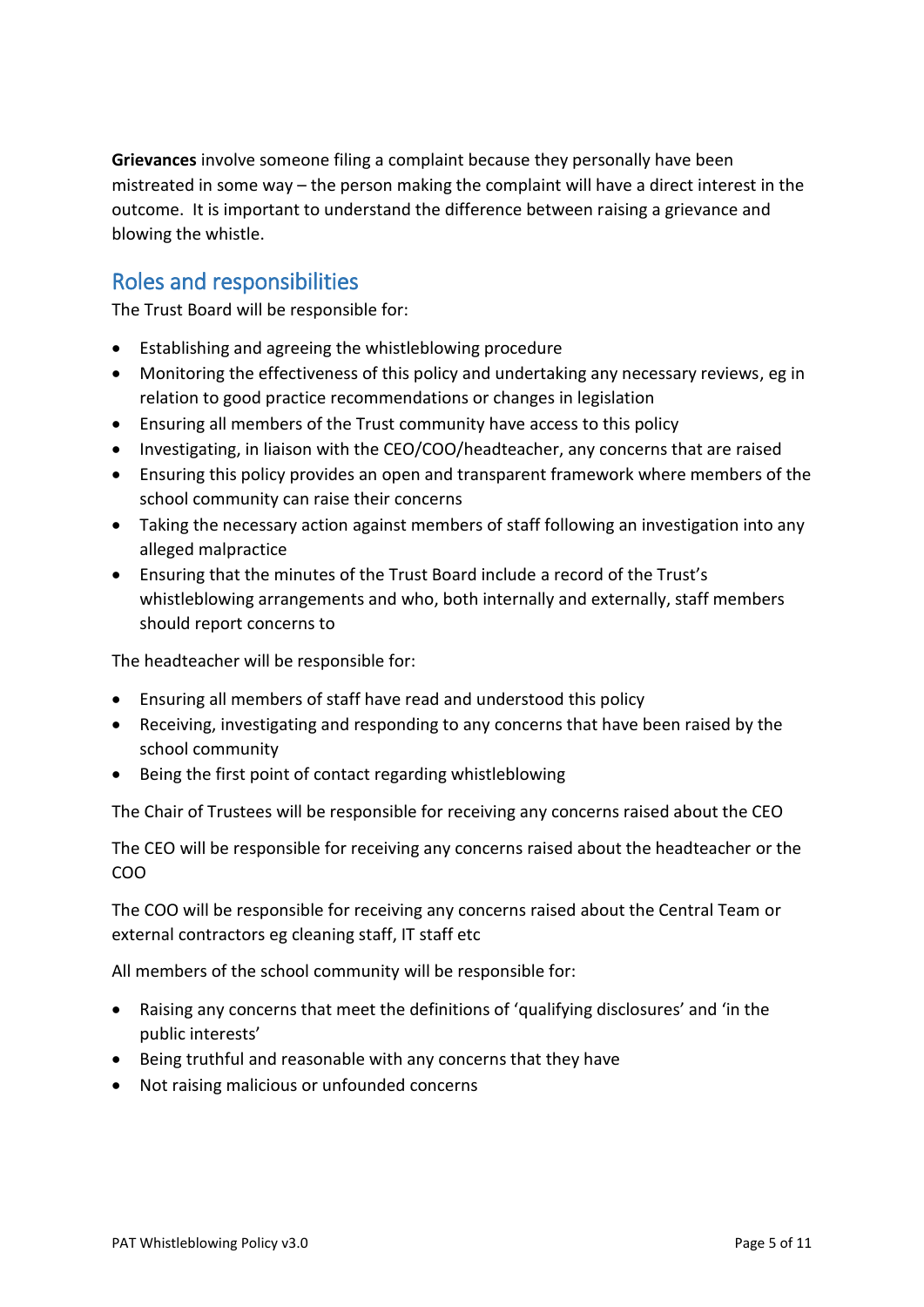**Grievances** involve someone filing a complaint because they personally have been mistreated in some way – the person making the complaint will have a direct interest in the outcome. It is important to understand the difference between raising a grievance and blowing the whistle.

## Roles and responsibilities

The Trust Board will be responsible for:

- Establishing and agreeing the whistleblowing procedure
- Monitoring the effectiveness of this policy and undertaking any necessary reviews, eg in relation to good practice recommendations or changes in legislation
- Ensuring all members of the Trust community have access to this policy
- Investigating, in liaison with the CEO/COO/headteacher, any concerns that are raised
- Ensuring this policy provides an open and transparent framework where members of the school community can raise their concerns
- Taking the necessary action against members of staff following an investigation into any alleged malpractice
- Ensuring that the minutes of the Trust Board include a record of the Trust's whistleblowing arrangements and who, both internally and externally, staff members should report concerns to

The headteacher will be responsible for:

- Ensuring all members of staff have read and understood this policy
- Receiving, investigating and responding to any concerns that have been raised by the school community
- Being the first point of contact regarding whistleblowing

The Chair of Trustees will be responsible for receiving any concerns raised about the CEO

The CEO will be responsible for receiving any concerns raised about the headteacher or the COO

The COO will be responsible for receiving any concerns raised about the Central Team or external contractors eg cleaning staff, IT staff etc

All members of the school community will be responsible for:

- Raising any concerns that meet the definitions of 'qualifying disclosures' and 'in the public interests'
- Being truthful and reasonable with any concerns that they have
- Not raising malicious or unfounded concerns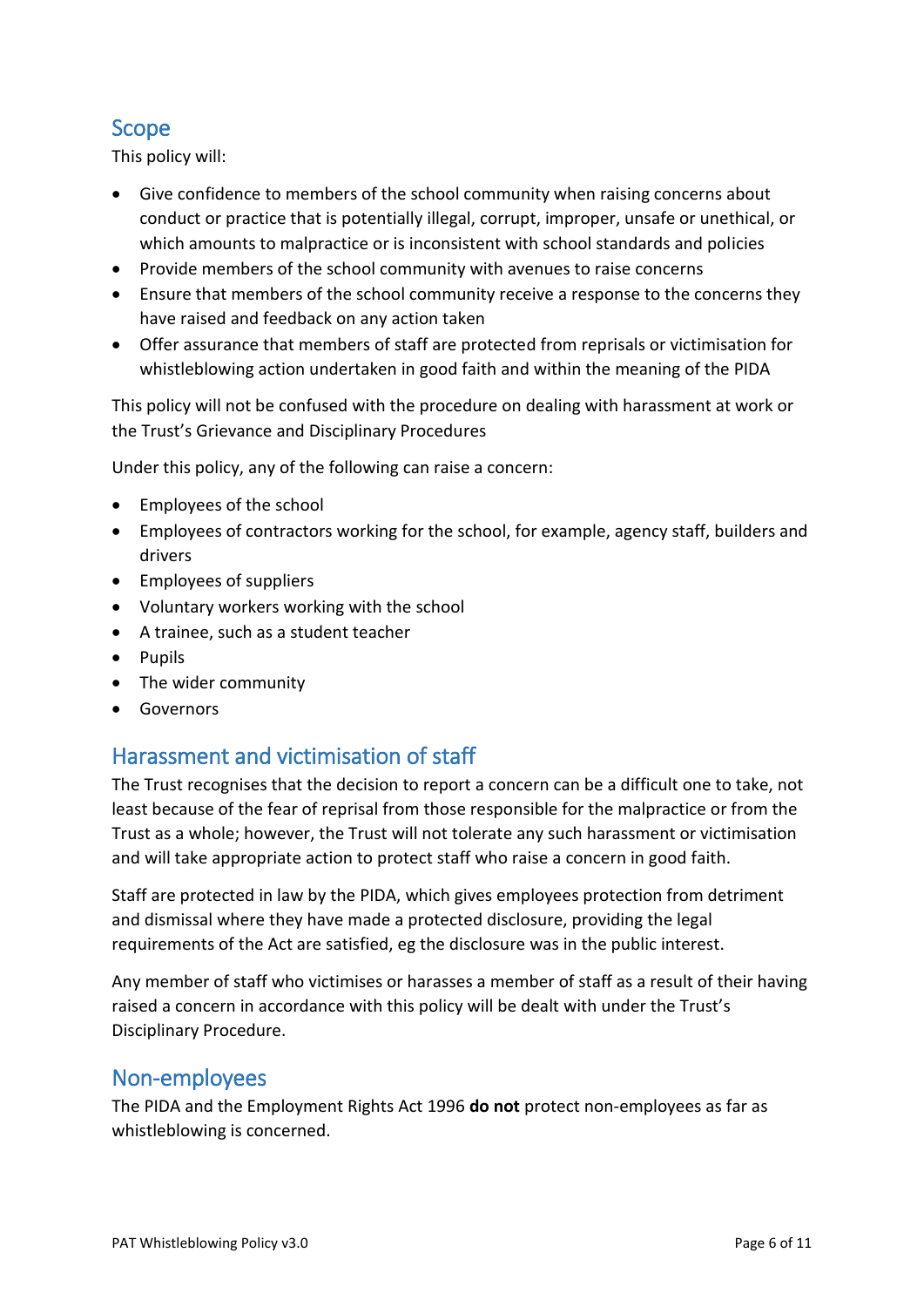## Scope

This policy will:

- Give confidence to members of the school community when raising concerns about conduct or practice that is potentially illegal, corrupt, improper, unsafe or unethical, or which amounts to malpractice or is inconsistent with school standards and policies
- Provide members of the school community with avenues to raise concerns
- Ensure that members of the school community receive a response to the concerns they have raised and feedback on any action taken
- Offer assurance that members of staff are protected from reprisals or victimisation for whistleblowing action undertaken in good faith and within the meaning of the PIDA

This policy will not be confused with the procedure on dealing with harassment at work or the Trust's Grievance and Disciplinary Procedures

Under this policy, any of the following can raise a concern:

- Employees of the school
- Employees of contractors working for the school, for example, agency staff, builders and drivers
- Employees of suppliers
- Voluntary workers working with the school
- A trainee, such as a student teacher
- Pupils
- The wider community
- Governors

## Harassment and victimisation of staff

The Trust recognises that the decision to report a concern can be a difficult one to take, not least because of the fear of reprisal from those responsible for the malpractice or from the Trust as a whole; however, the Trust will not tolerate any such harassment or victimisation and will take appropriate action to protect staff who raise a concern in good faith.

Staff are protected in law by the PIDA, which gives employees protection from detriment and dismissal where they have made a protected disclosure, providing the legal requirements of the Act are satisfied, eg the disclosure was in the public interest.

Any member of staff who victimises or harasses a member of staff as a result of their having raised a concern in accordance with this policy will be dealt with under the Trust's Disciplinary Procedure.

## Non-employees

The PIDA and the Employment Rights Act 1996 **do not** protect non-employees as far as whistleblowing is concerned.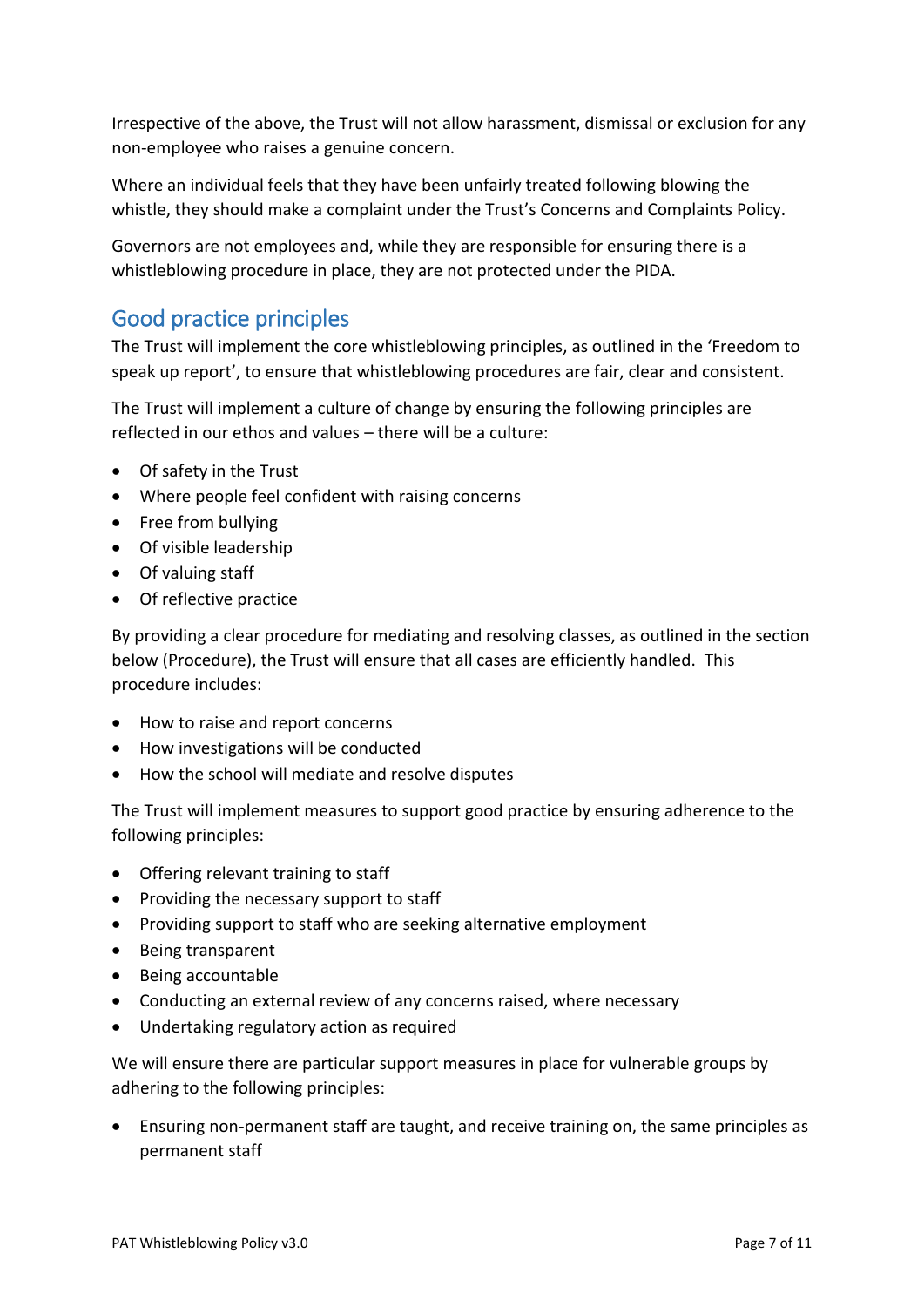Irrespective of the above, the Trust will not allow harassment, dismissal or exclusion for any non-employee who raises a genuine concern.

Where an individual feels that they have been unfairly treated following blowing the whistle, they should make a complaint under the Trust's Concerns and Complaints Policy.

Governors are not employees and, while they are responsible for ensuring there is a whistleblowing procedure in place, they are not protected under the PIDA.

## Good practice principles

The Trust will implement the core whistleblowing principles, as outlined in the 'Freedom to speak up report', to ensure that whistleblowing procedures are fair, clear and consistent.

The Trust will implement a culture of change by ensuring the following principles are reflected in our ethos and values – there will be a culture:

- Of safety in the Trust
- Where people feel confident with raising concerns
- Free from bullying
- Of visible leadership
- Of valuing staff
- Of reflective practice

By providing a clear procedure for mediating and resolving classes, as outlined in the section below (Procedure), the Trust will ensure that all cases are efficiently handled. This procedure includes:

- How to raise and report concerns
- How investigations will be conducted
- How the school will mediate and resolve disputes

The Trust will implement measures to support good practice by ensuring adherence to the following principles:

- Offering relevant training to staff
- Providing the necessary support to staff
- Providing support to staff who are seeking alternative employment
- Being transparent
- Being accountable
- Conducting an external review of any concerns raised, where necessary
- Undertaking regulatory action as required

We will ensure there are particular support measures in place for vulnerable groups by adhering to the following principles:

- Ensuring non-permanent staff are taught, and receive training on, the same principles as permanent staff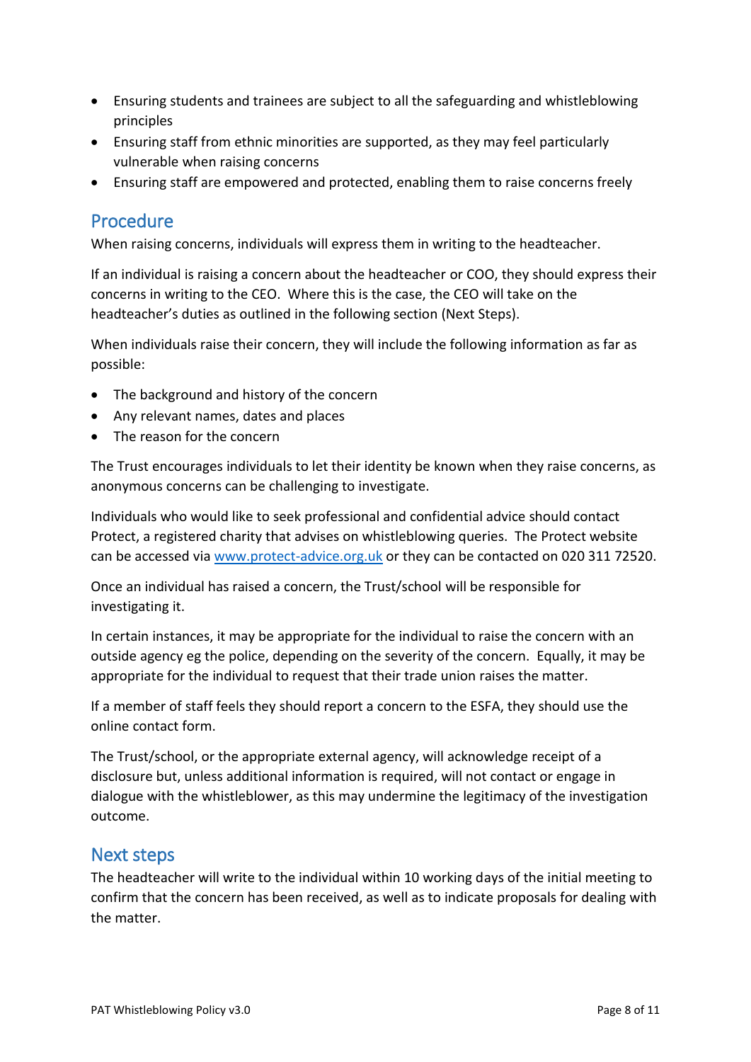- Ensuring students and trainees are subject to all the safeguarding and whistleblowing principles
- Ensuring staff from ethnic minorities are supported, as they may feel particularly vulnerable when raising concerns
- Ensuring staff are empowered and protected, enabling them to raise concerns freely

## Procedure

When raising concerns, individuals will express them in writing to the headteacher.

If an individual is raising a concern about the headteacher or COO, they should express their concerns in writing to the CEO. Where this is the case, the CEO will take on the headteacher's duties as outlined in the following section (Next Steps).

When individuals raise their concern, they will include the following information as far as possible:

- The background and history of the concern
- Any relevant names, dates and places
- The reason for the concern

The Trust encourages individuals to let their identity be known when they raise concerns, as anonymous concerns can be challenging to investigate.

Individuals who would like to seek professional and confidential advice should contact Protect, a registered charity that advises on whistleblowing queries. The Protect website can be accessed via [www.protect-advice.org.uk](http://www.protect-advice.org.uk) or they can be contacted on 020 311 72520.

Once an individual has raised a concern, the Trust/school will be responsible for investigating it.

In certain instances, it may be appropriate for the individual to raise the concern with an outside agency eg the police, depending on the severity of the concern. Equally, it may be appropriate for the individual to request that their trade union raises the matter.

If a member of staff feels they should report a concern to the ESFA, they should use the online contact form.

The Trust/school, or the appropriate external agency, will acknowledge receipt of a disclosure but, unless additional information is required, will not contact or engage in dialogue with the whistleblower, as this may undermine the legitimacy of the investigation outcome.

## Next steps

The headteacher will write to the individual within 10 working days of the initial meeting to confirm that the concern has been received, as well as to indicate proposals for dealing with the matter.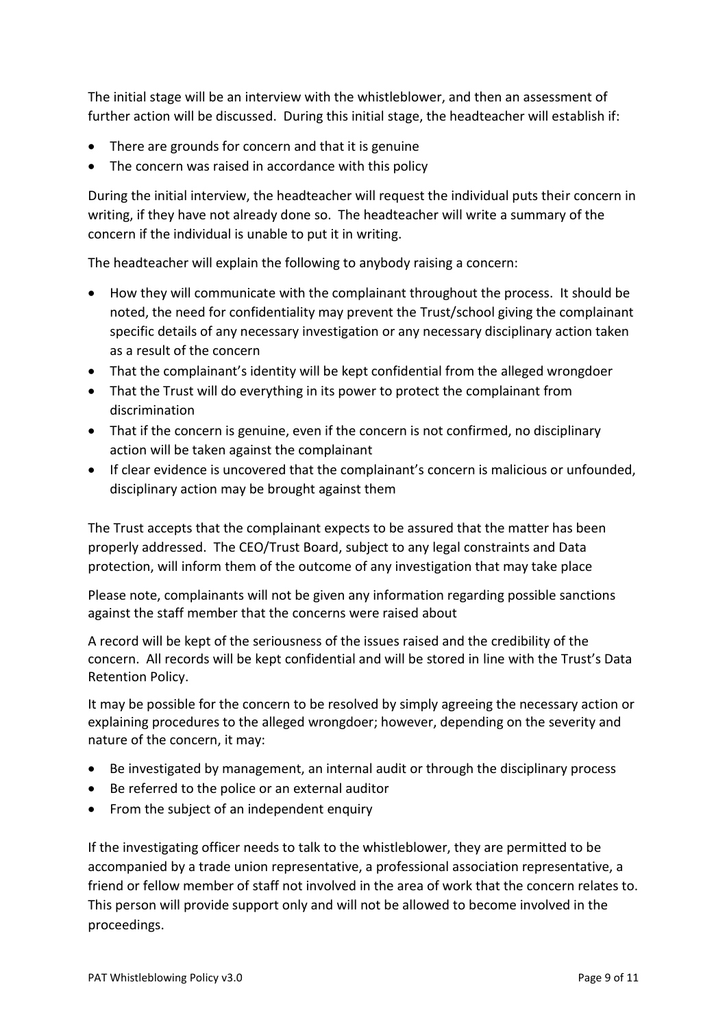The initial stage will be an interview with the whistleblower, and then an assessment of further action will be discussed. During this initial stage, the headteacher will establish if:

- There are grounds for concern and that it is genuine
- The concern was raised in accordance with this policy

During the initial interview, the headteacher will request the individual puts their concern in writing, if they have not already done so. The headteacher will write a summary of the concern if the individual is unable to put it in writing.

The headteacher will explain the following to anybody raising a concern:

- How they will communicate with the complainant throughout the process. It should be noted, the need for confidentiality may prevent the Trust/school giving the complainant specific details of any necessary investigation or any necessary disciplinary action taken as a result of the concern
- That the complainant's identity will be kept confidential from the alleged wrongdoer
- That the Trust will do everything in its power to protect the complainant from discrimination
- That if the concern is genuine, even if the concern is not confirmed, no disciplinary action will be taken against the complainant
- If clear evidence is uncovered that the complainant's concern is malicious or unfounded, disciplinary action may be brought against them

The Trust accepts that the complainant expects to be assured that the matter has been properly addressed. The CEO/Trust Board, subject to any legal constraints and Data protection, will inform them of the outcome of any investigation that may take place

Please note, complainants will not be given any information regarding possible sanctions against the staff member that the concerns were raised about

A record will be kept of the seriousness of the issues raised and the credibility of the concern. All records will be kept confidential and will be stored in line with the Trust's Data Retention Policy.

It may be possible for the concern to be resolved by simply agreeing the necessary action or explaining procedures to the alleged wrongdoer; however, depending on the severity and nature of the concern, it may:

- Be investigated by management, an internal audit or through the disciplinary process
- Be referred to the police or an external auditor
- From the subject of an independent enquiry

If the investigating officer needs to talk to the whistleblower, they are permitted to be accompanied by a trade union representative, a professional association representative, a friend or fellow member of staff not involved in the area of work that the concern relates to. This person will provide support only and will not be allowed to become involved in the proceedings.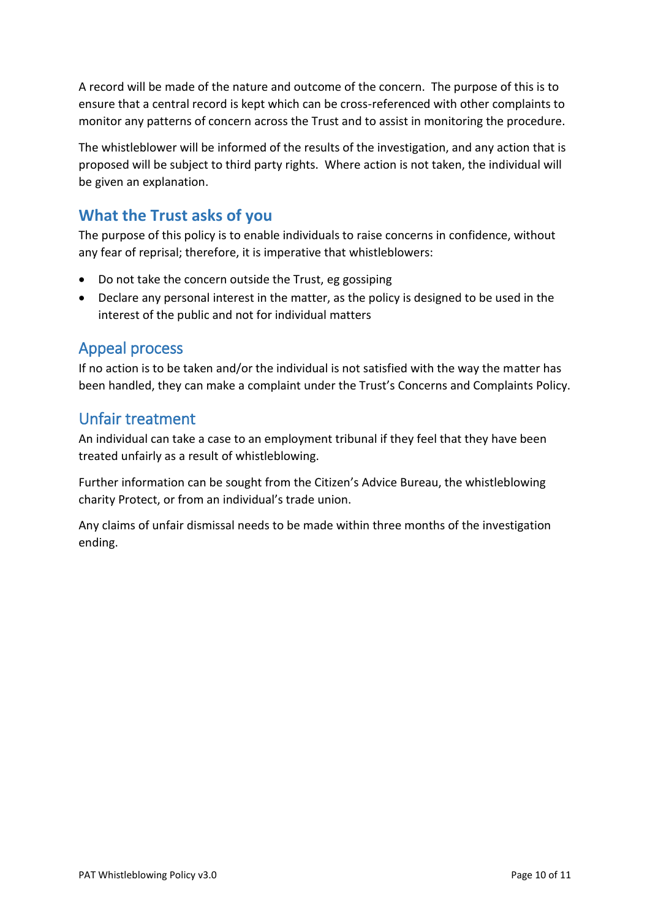A record will be made of the nature and outcome of the concern. The purpose of this is to ensure that a central record is kept which can be cross-referenced with other complaints to monitor any patterns of concern across the Trust and to assist in monitoring the procedure.

The whistleblower will be informed of the results of the investigation, and any action that is proposed will be subject to third party rights. Where action is not taken, the individual will be given an explanation.

## What the Trust asks of you

The purpose of this policy is to enable individuals to raise concerns in confidence, without any fear of reprisal; therefore, it is imperative that whistleblowers:

- Do not take the concern outside the Trust, eg gossiping
- Declare any personal interest in the matter, as the policy is designed to be used in the interest of the public and not for individual matters

## Appeal process

If no action is to be taken and/or the individual is not satisfied with the way the matter has been handled, they can make a complaint under the Trust's Concerns and Complaints Policy.

## Unfair treatment

An individual can take a case to an employment tribunal if they feel that they have been treated unfairly as a result of whistleblowing.

Further information can be sought from the Citizen's Advice Bureau, the whistleblowing charity Protect, or from an individual's trade union.

Any claims of unfair dismissal needs to be made within three months of the investigation ending.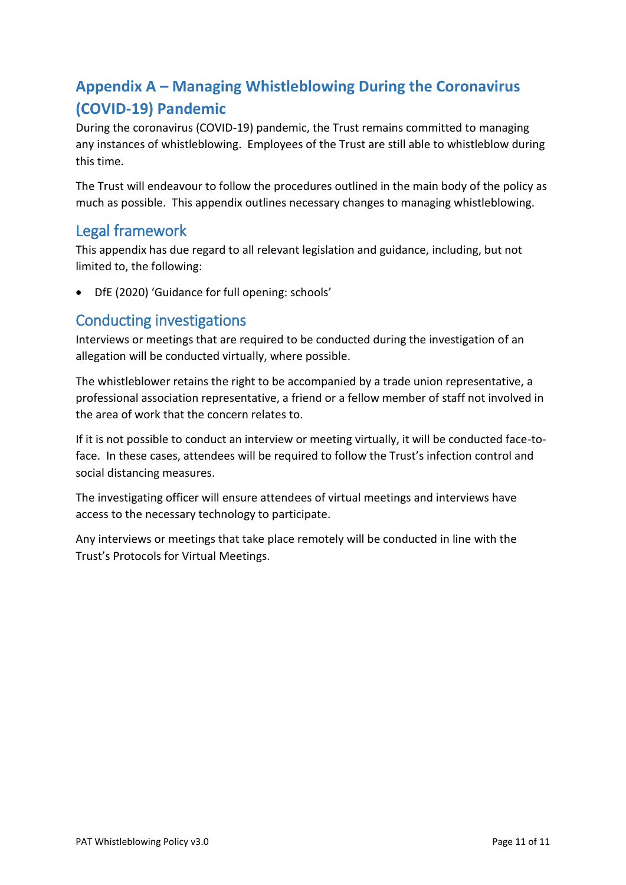# Appendix A – Managing Whistleblowing During the Coronavirus (COVID-19) Pandemic

During the coronavirus (COVID-19) pandemic, the Trust remains committed to managing any instances of whistleblowing. Employees of the Trust are still able to whistleblow during this time.

The Trust will endeavour to follow the procedures outlined in the main body of the policy as much as possible. This appendix outlines necessary changes to managing whistleblowing.

## Legal framework

This appendix has due regard to all relevant legislation and guidance, including, but not limited to, the following:

- DfE (2020) 'Guidance for full opening: schools'

## Conducting investigations

Interviews or meetings that are required to be conducted during the investigation of an allegation will be conducted virtually, where possible.

The whistleblower retains the right to be accompanied by a trade union representative, a professional association representative, a friend or a fellow member of staff not involved in the area of work that the concern relates to.

If it is not possible to conduct an interview or meeting virtually, it will be conducted face-to-face. In these cases, attendees will be required to follow the Trust's infection control and social distancing measures.

The investigating officer will ensure attendees of virtual meetings and interviews have access to the necessary technology to participate.

Any interviews or meetings that take place remotely will be conducted in line with the Trust's Protocols for Virtual Meetings.